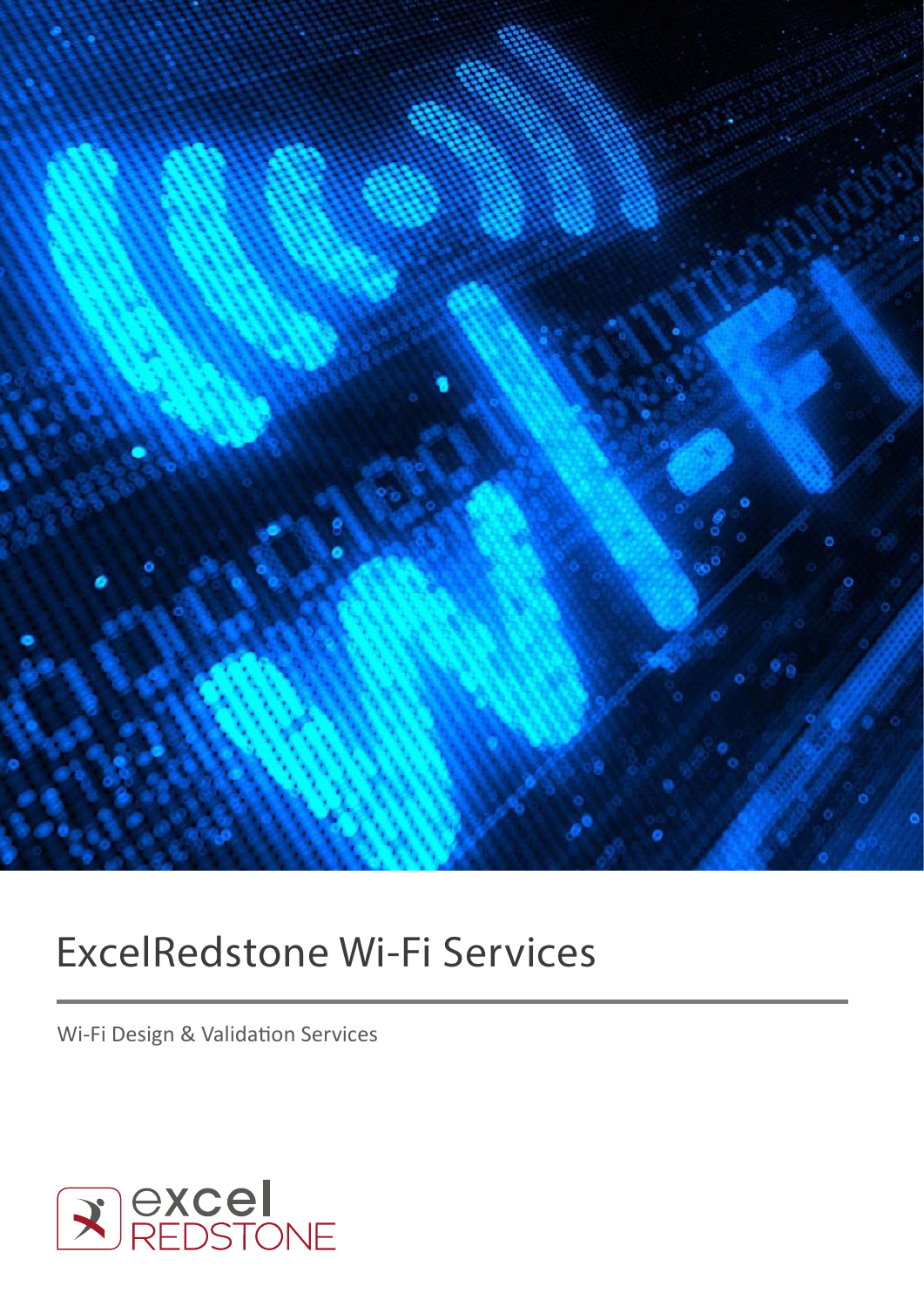# ExcelRedstone Wi-Fi Services

Wi-Fi Design & Validation Services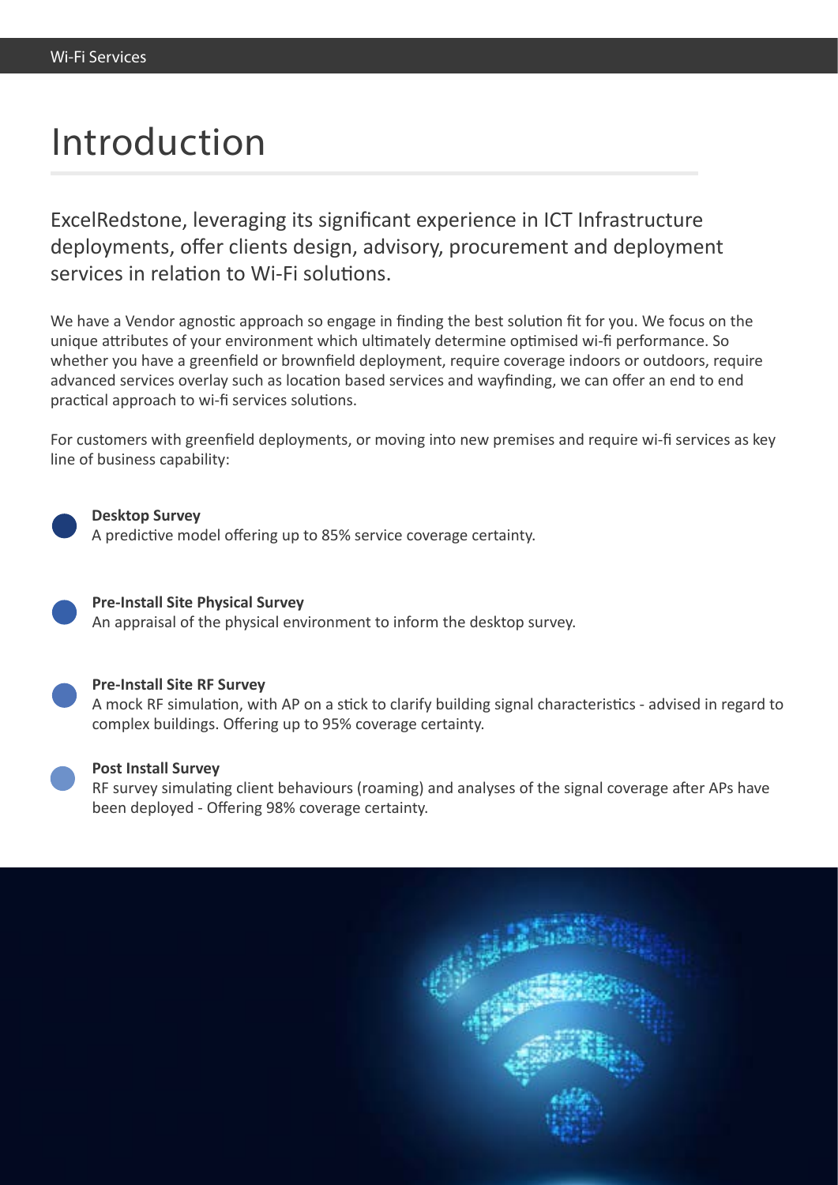# Introduction

ExcelRedstone, leveraging its significant experience in ICT Infrastructure deployments, offer clients design, advisory, procurement and deployment services in relation to Wi-Fi solutions.

We have a Vendor agnostic approach so engage in finding the best solution fit for you. We focus on the unique attributes of your environment which ultimately determine optimised wi-fi performance. So whether you have a greenfield or brownfield deployment, require coverage indoors or outdoors, require advanced services overlay such as location based services and wayfinding, we can offer an end to end practical approach to wi-fi services solutions.

For customers with greenfield deployments, or moving into new premises and require wi-fi services as key line of business capability:

- **Desktop Survey**
  A predictive model offering up to 85% service coverage certainty.

- **Pre-Install Site Physical Survey**
  An appraisal of the physical environment to inform the desktop survey.

- **Pre-Install Site RF Survey**
  A mock RF simulation, with AP on a stick to clarify building signal characteristics - advised in regard to complex buildings. Offering up to 95% coverage certainty.

- **Post Install Survey**
  RF survey simulating client behaviours (roaming) and analyses of the signal coverage after APs have been deployed - Offering 98% coverage certainty.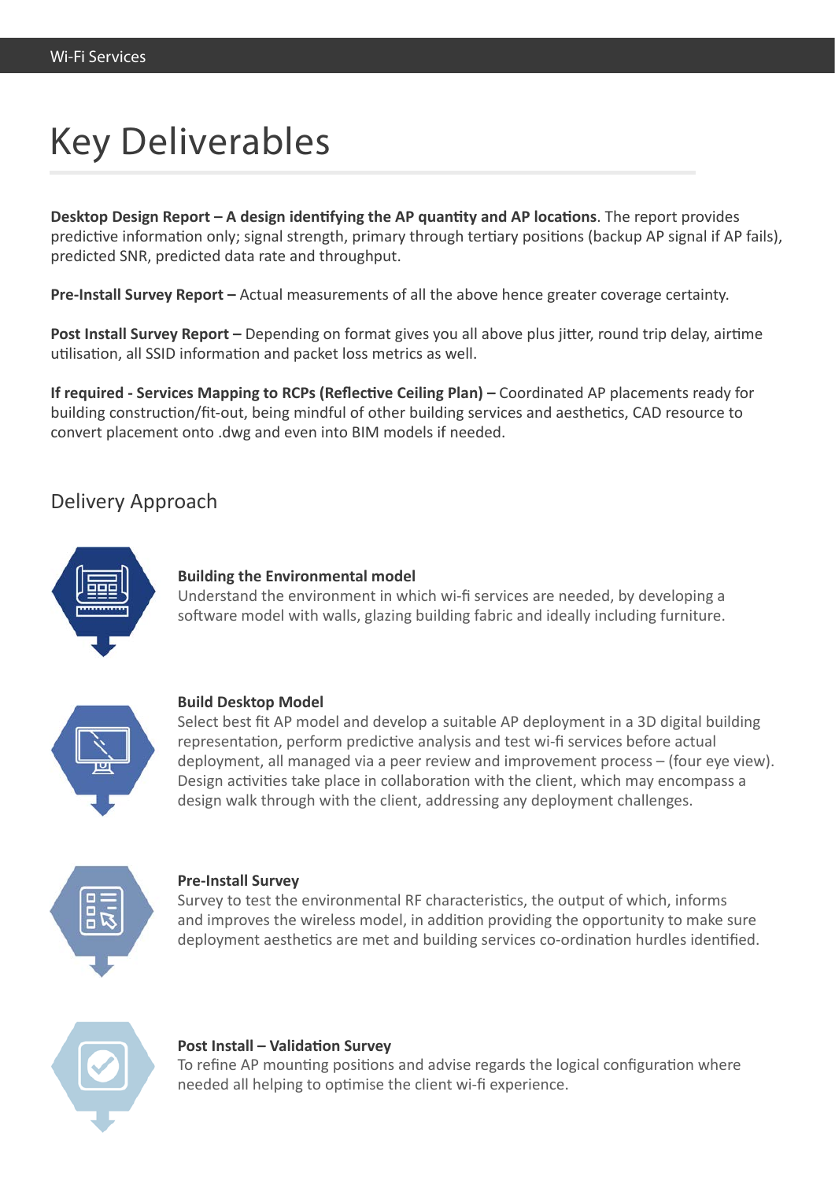# Key Deliverables

**Desktop Design Report – A design identifying the AP quantity and AP locations**. The report provides predictive information only; signal strength, primary through tertiary positions (backup AP signal if AP fails), predicted SNR, predicted data rate and throughput.

**Pre-Install Survey Report –** Actual measurements of all the above hence greater coverage certainty.

**Post Install Survey Report –** Depending on format gives you all above plus jitter, round trip delay, airtime utilisation, all SSID information and packet loss metrics as well.

**If required - Services Mapping to RCPs (Reflective Ceiling Plan) –** Coordinated AP placements ready for building construction/fit-out, being mindful of other building services and aesthetics, CAD resource to convert placement onto .dwg and even into BIM models if needed.

## Delivery Approach

**Building the Environmental model**
Understand the environment in which wi-fi services are needed, by developing a software model with walls, glazing building fabric and ideally including furniture.

**Build Desktop Model**
Select best fit AP model and develop a suitable AP deployment in a 3D digital building representation, perform predictive analysis and test wi-fi services before actual deployment, all managed via a peer review and improvement process – (four eye view). Design activities take place in collaboration with the client, which may encompass a design walk through with the client, addressing any deployment challenges.

**Pre-Install Survey**
Survey to test the environmental RF characteristics, the output of which, informs and improves the wireless model, in addition providing the opportunity to make sure deployment aesthetics are met and building services co-ordination hurdles identified.

**Post Install – Validation Survey**
To refine AP mounting positions and advise regards the logical configuration where needed all helping to optimise the client wi-fi experience.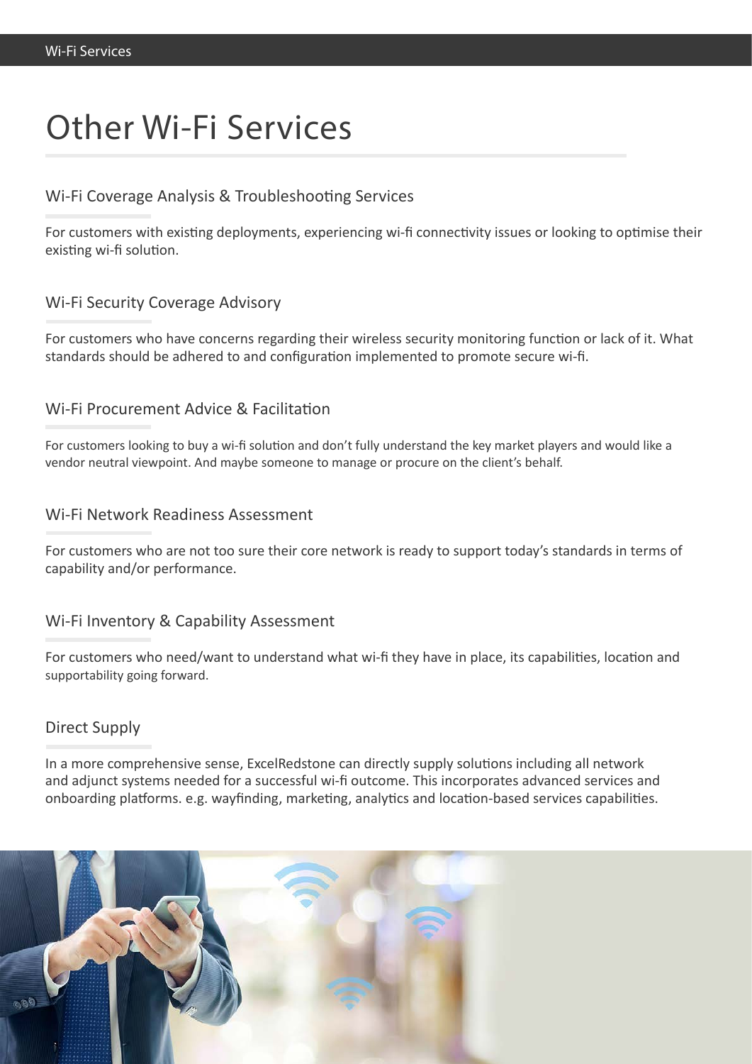# Other Wi-Fi Services

## Wi-Fi Coverage Analysis & Troubleshooting Services

For customers with existing deployments, experiencing wi-fi connectivity issues or looking to optimise their existing wi-fi solution.

## Wi-Fi Security Coverage Advisory

For customers who have concerns regarding their wireless security monitoring function or lack of it. What standards should be adhered to and configuration implemented to promote secure wi-fi.

## Wi-Fi Procurement Advice & Facilitation

For customers looking to buy a wi-fi solution and don't fully understand the key market players and would like a vendor neutral viewpoint. And maybe someone to manage or procure on the client's behalf.

## Wi-Fi Network Readiness Assessment

For customers who are not too sure their core network is ready to support today's standards in terms of capability and/or performance.

## Wi-Fi Inventory & Capability Assessment

For customers who need/want to understand what wi-fi they have in place, its capabilities, location and supportability going forward.

## Direct Supply

In a more comprehensive sense, ExcelRedstone can directly supply solutions including all network and adjunct systems needed for a successful wi-fi outcome. This incorporates advanced services and onboarding platforms. e.g. wayfinding, marketing, analytics and location-based services capabilities.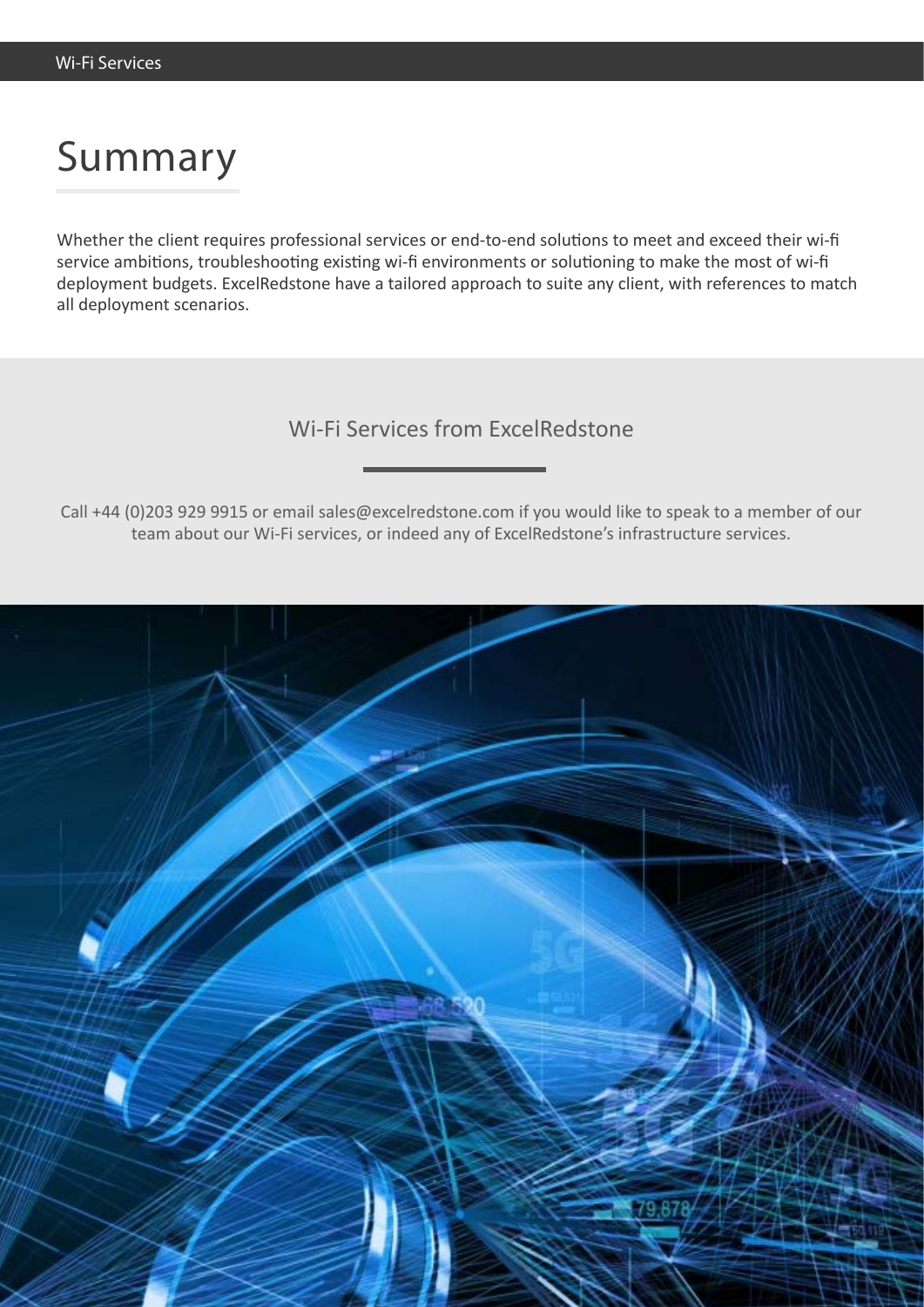# Summary

Whether the client requires professional services or end-to-end solutions to meet and exceed their wi-fi service ambitions, troubleshooting existing wi-fi environments or solutioning to make the most of wi-fi deployment budgets. ExcelRedstone have a tailored approach to suite any client, with references to match all deployment scenarios.

## Wi-Fi Services from ExcelRedstone

Call +44 (0)203 929 9915 or email sales@excelredstone.com if you would like to speak to a member of our team about our Wi-Fi services, or indeed any of ExcelRedstone's infrastructure services.